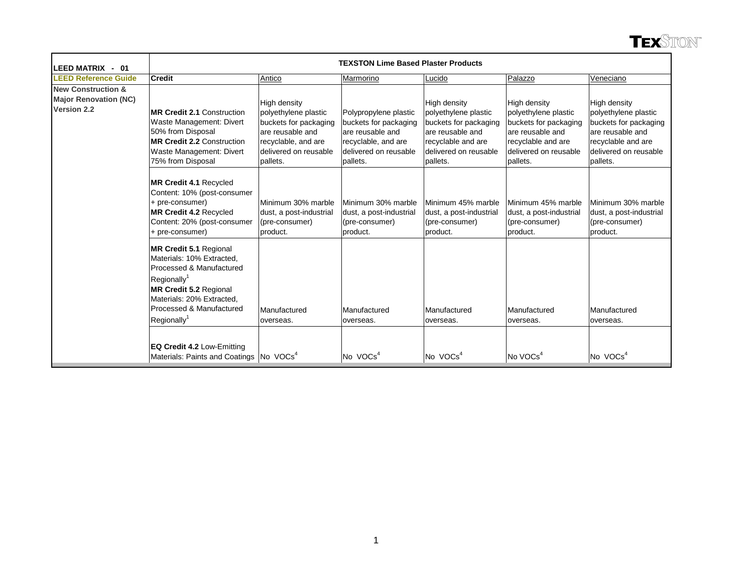| LEED MATRIX - 01 | TEXSTON Lime Based Plaster Products | | | | | |
|---|---|---|---|---|---|---|
| **LEED Reference Guide** | **Credit** | Antico | Marmorino | Lucido | Palazzo | Veneciano |
| **New Construction & Major Renovation (NC) Version 2.2** | **MR Credit 2.1** Construction Waste Management: Divert 50% from Disposal **MR Credit 2.2** Construction Waste Management: Divert 75% from Disposal | High density polyethylene plastic buckets for packaging are reusable and recyclable, and are delivered on reusable pallets. | Polypropylene plastic buckets for packaging are reusable and recyclable, and are delivered on reusable pallets. | High density polyethylene plastic buckets for packaging are reusable and recyclable and are delivered on reusable pallets. | High density polyethylene plastic buckets for packaging are reusable and recyclable and are delivered on reusable pallets. | High density polyethylene plastic buckets for packaging are reusable and recyclable and are delivered on reusable pallets. |
| | **MR Credit 4.1** Recycled Content: 10% (post-consumer + pre-consumer) **MR Credit 4.2** Recycled Content: 20% (post-consumer + pre-consumer) | Minimum 30% marble dust, a post-industrial (pre-consumer) product. | Minimum 30% marble dust, a post-industrial (pre-consumer) product. | Minimum 45% marble dust, a post-industrial (pre-consumer) product. | Minimum 45% marble dust, a post-industrial (pre-consumer) product. | Minimum 30% marble dust, a post-industrial (pre-consumer) product. |
| | **MR Credit 5.1** Regional Materials: 10% Extracted, Processed & Manufactured Regionally[1] **MR Credit 5.2** Regional Materials: 20% Extracted, Processed & Manufactured Regionally[1] | Manufactured overseas. | Manufactured overseas. | Manufactured overseas. | Manufactured overseas. | Manufactured overseas. |
| | **EQ Credit 4.2** Low-Emitting Materials: Paints and Coatings | No VOCs[4] | No VOCs[4] | No VOCs[4] | No VOCs[4] | No VOCs[4] |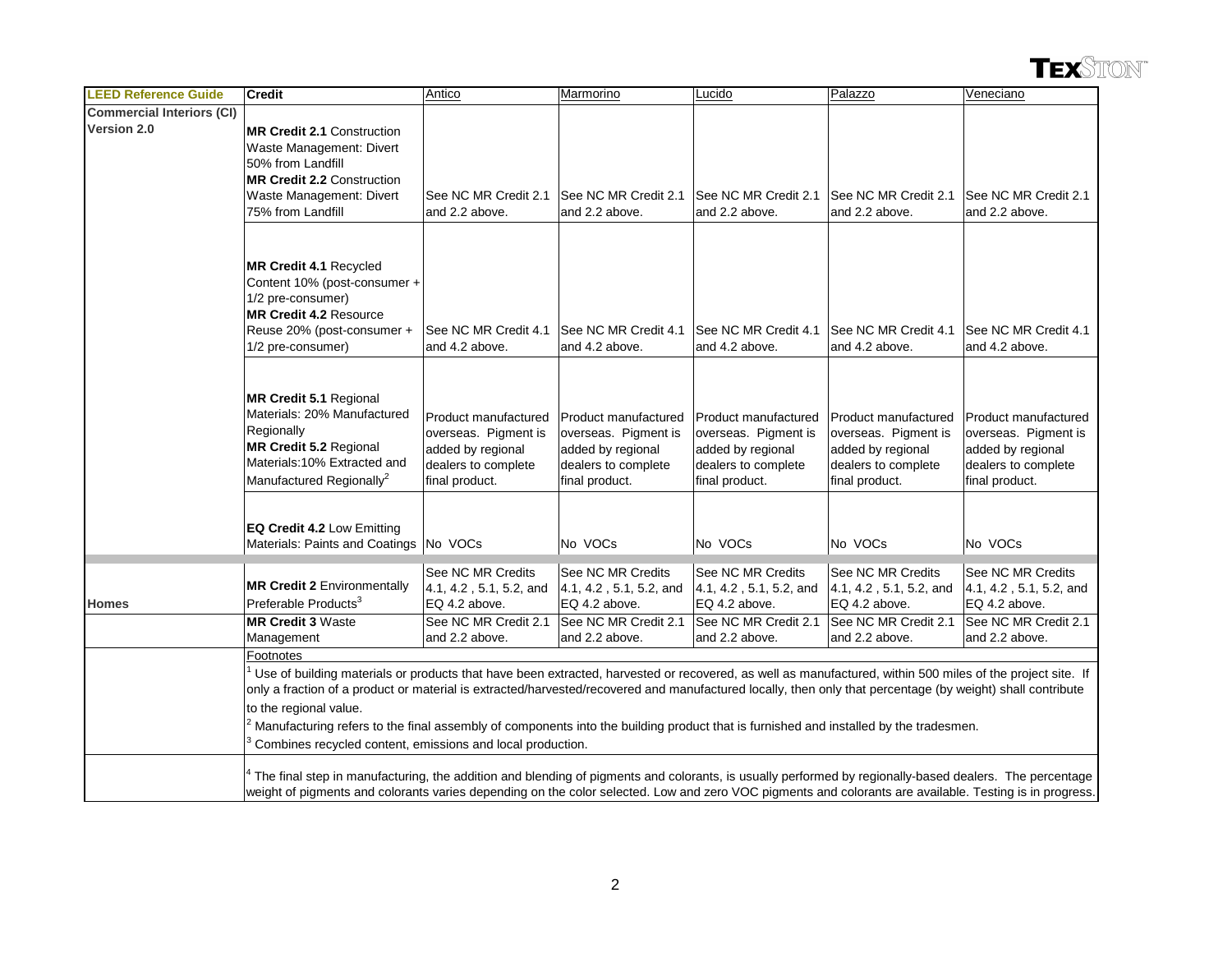| LEED Reference Guide | Credit | Antico | Marmorino | Lucido | Palazzo | Veneciano |
|---|---|---|---|---|---|---|
| **Commercial Interiors (CI) Version 2.0** | **MR Credit 2.1** Construction Waste Management: Divert 50% from Landfill **MR Credit 2.2** Construction Waste Management: Divert 75% from Landfill | See NC MR Credit 2.1 and 2.2 above. | See NC MR Credit 2.1 and 2.2 above. | See NC MR Credit 2.1 and 2.2 above. | See NC MR Credit 2.1 and 2.2 above. | See NC MR Credit 2.1 and 2.2 above. |
| | **MR Credit 4.1** Recycled Content 10% (post-consumer + 1/2 pre-consumer) **MR Credit 4.2** Resource Reuse 20% (post-consumer + 1/2 pre-consumer) | See NC MR Credit 4.1 and 4.2 above. | See NC MR Credit 4.1 and 4.2 above. | See NC MR Credit 4.1 and 4.2 above. | See NC MR Credit 4.1 and 4.2 above. | See NC MR Credit 4.1 and 4.2 above. |
| | **MR Credit 5.1** Regional Materials: 20% Manufactured Regionally **MR Credit 5.2** Regional Materials:10% Extracted and Manufactured Regionally[2] | Product manufactured overseas. Pigment is added by regional dealers to complete final product. | Product manufactured overseas. Pigment is added by regional dealers to complete final product. | Product manufactured overseas. Pigment is added by regional dealers to complete final product. | Product manufactured overseas. Pigment is added by regional dealers to complete final product. | Product manufactured overseas. Pigment is added by regional dealers to complete final product. |
| | **EQ Credit 4.2** Low Emitting Materials: Paints and Coatings | No VOCs | No VOCs | No VOCs | No VOCs | No VOCs |
| **Homes** | **MR Credit 2** Environmentally Preferable Products[3] | See NC MR Credits 4.1, 4.2 , 5.1, 5.2, and EQ 4.2 above. | See NC MR Credits 4.1, 4.2 , 5.1, 5.2, and EQ 4.2 above. | See NC MR Credits 4.1, 4.2 , 5.1, 5.2, and EQ 4.2 above. | See NC MR Credits 4.1, 4.2 , 5.1, 5.2, and EQ 4.2 above. | See NC MR Credits 4.1, 4.2 , 5.1, 5.2, and EQ 4.2 above. |
| | **MR Credit 3** Waste Management | See NC MR Credit 2.1 and 2.2 above. | See NC MR Credit 2.1 and 2.2 above. | See NC MR Credit 2.1 and 2.2 above. | See NC MR Credit 2.1 and 2.2 above. | See NC MR Credit 2.1 and 2.2 above. |

Footnotes

[1] Use of building materials or products that have been extracted, harvested or recovered, as well as manufactured, within 500 miles of the project site. If only a fraction of a product or material is extracted/harvested/recovered and manufactured locally, then only that percentage (by weight) shall contribute to the regional value.

[2] Manufacturing refers to the final assembly of components into the building product that is furnished and installed by the tradesmen.

[3] Combines recycled content, emissions and local production.

[4] The final step in manufacturing, the addition and blending of pigments and colorants, is usually performed by regionally-based dealers. The percentage weight of pigments and colorants varies depending on the color selected. Low and zero VOC pigments and colorants are available. Testing is in progress.